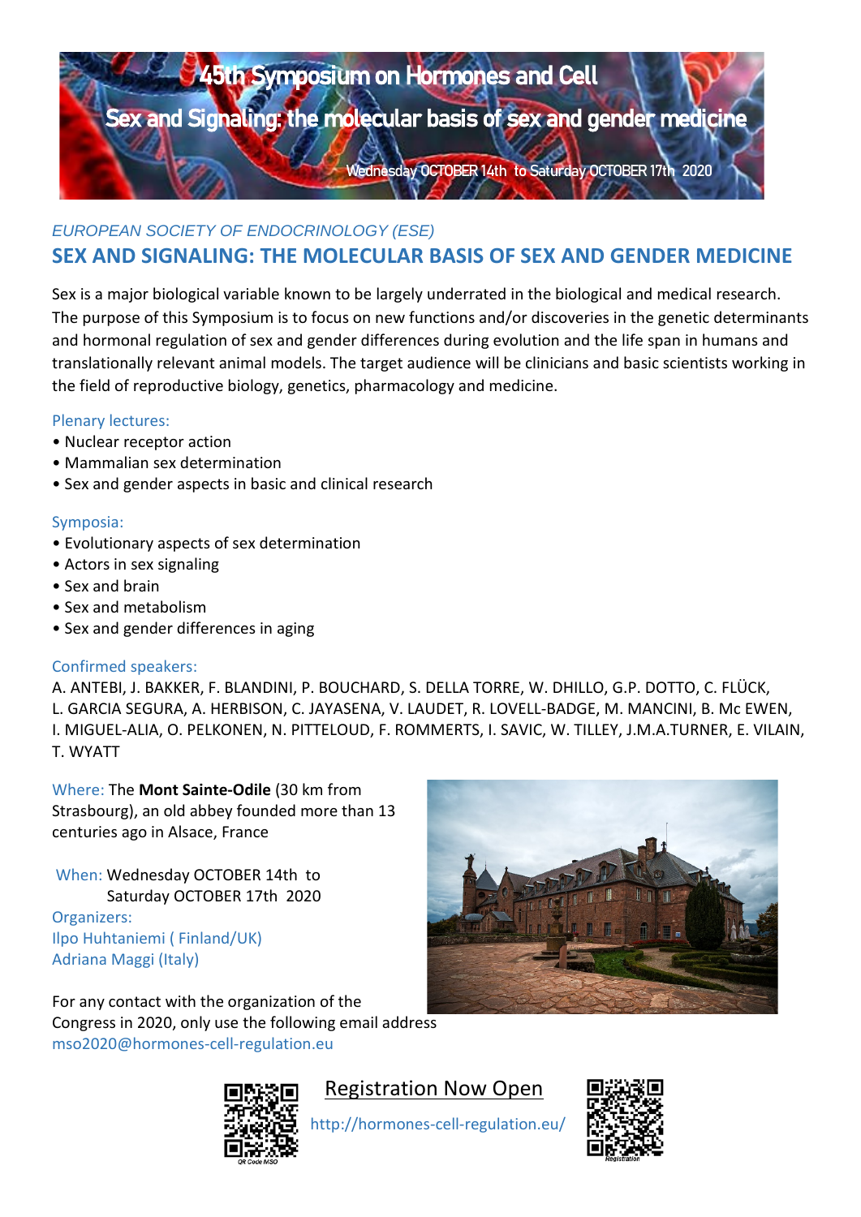# 45th Symposium on Hormones and Cell

## Sex and Signaling: the molecular basis of sex and gender medicine

Wednesday OCTOBER 14th to Saturday OCTOBER 17th 2020

*EUROPEAN SOCIETY OF ENDOCRINOLOGY (ESE)*

## SEX AND SIGNALING: THE MOLECULAR BASIS OF SEX AND GENDER MEDICINE

Sex is a major biological variable known to be largely underrated in the biological and medical research. The purpose of this Symposium is to focus on new functions and/or discoveries in the genetic determinants and hormonal regulation of sex and gender differences during evolution and the life span in humans and translationally relevant animal models. The target audience will be clinicians and basic scientists working in the field of reproductive biology, genetics, pharmacology and medicine.

Plenary lectures:

- Nuclear receptor action
- Mammalian sex determination
- Sex and gender aspects in basic and clinical research

Symposia:

- Evolutionary aspects of sex determination
- Actors in sex signaling
- Sex and brain
- Sex and metabolism
- Sex and gender differences in aging

Confirmed speakers:

A. ANTEBI, J. BAKKER, F. BLANDINI, P. BOUCHARD, S. DELLA TORRE, W. DHILLO, G.P. DOTTO, C. FLÜCK, L. GARCIA SEGURA, A. HERBISON, C. JAYASENA, V. LAUDET, R. LOVELL-BADGE, M. MANCINI, B. Mc EWEN, I. MIGUEL-ALIA, O. PELKONEN, N. PITTELOUD, F. ROMMERTS, I. SAVIC, W. TILLEY, J.M.A.TURNER, E. VILAIN, T. WYATT

Where: The **Mont Sainte-Odile** (30 km from Strasbourg), an old abbey founded more than 13 centuries ago in Alsace, France

When: Wednesday OCTOBER 14th to Saturday OCTOBER 17th 2020

Organizers:
Ilpo Huhtaniemi ( Finland/UK)
Adriana Maggi (Italy)

For any contact with the organization of the Congress in 2020, only use the following email address
mso2020@hormones-cell-regulation.eu

Registration Now Open

http://hormones-cell-regulation.eu/

QR Code MSO

Registration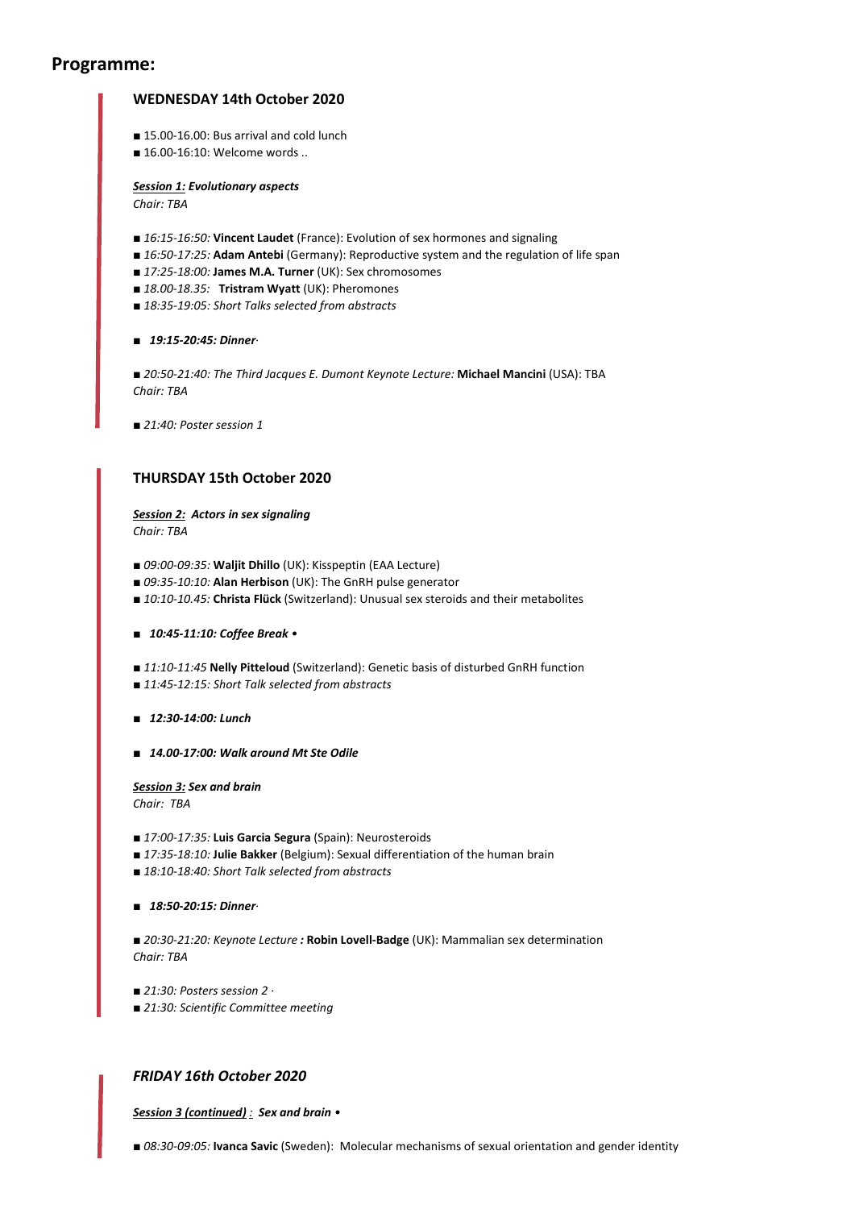# Programme:

### WEDNESDAY 14th October 2020

- 15.00-16.00: Bus arrival and cold lunch
- 16.00-16:10: Welcome words ..

***Session 1:* Evolutionary aspects**
*Chair: TBA*

- *16:15-16:50:* **Vincent Laudet** (France): Evolution of sex hormones and signaling
- *16:50-17:25:* **Adam Antebi** (Germany): Reproductive system and the regulation of life span
- *17:25-18:00:* **James M.A. Turner** (UK): Sex chromosomes
- *18.00-18.35:* **Tristram Wyatt** (UK): Pheromones
- *18:35-19:05: Short Talks selected from abstracts*

- ***19:15-20:45: Dinner***

- *20:50-21:40: The Third Jacques E. Dumont Keynote Lecture:* **Michael Mancini** (USA): TBA
*Chair: TBA*

- *21:40: Poster session 1*

### THURSDAY 15th October 2020

***Session 2:* Actors in sex signaling**
*Chair: TBA*

- *09:00-09:35:* **Waljit Dhillo** (UK): Kisspeptin (EAA Lecture)
- *09:35-10:10:* **Alan Herbison** (UK): The GnRH pulse generator
- *10:10-10.45:* **Christa Flück** (Switzerland): Unusual sex steroids and their metabolites

- ***10:45-11:10: Coffee Break •***

- *11:10-11:45* **Nelly Pitteloud** (Switzerland): Genetic basis of disturbed GnRH function
- *11:45-12:15: Short Talk selected from abstracts*

- ***12:30-14:00: Lunch***

- ***14.00-17:00: Walk around Mt Ste Odile***

***Session 3:* Sex and brain**
*Chair: TBA*

- *17:00-17:35:* **Luis Garcia Segura** (Spain): Neurosteroids
- *17:35-18:10:* **Julie Bakker** (Belgium): Sexual differentiation of the human brain
- *18:10-18:40: Short Talk selected from abstracts*

- ***18:50-20:15: Dinner***

- *20:30-21:20: Keynote Lecture* **:** **Robin Lovell-Badge** (UK): Mammalian sex determination
*Chair: TBA*

- *21:30: Posters session 2 ·*
- *21:30: Scientific Committee meeting*

### *FRIDAY 16th October 2020*

***Session 3 (continued) :* Sex and brain •**

- *08:30-09:05:* **Ivanca Savic** (Sweden): Molecular mechanisms of sexual orientation and gender identity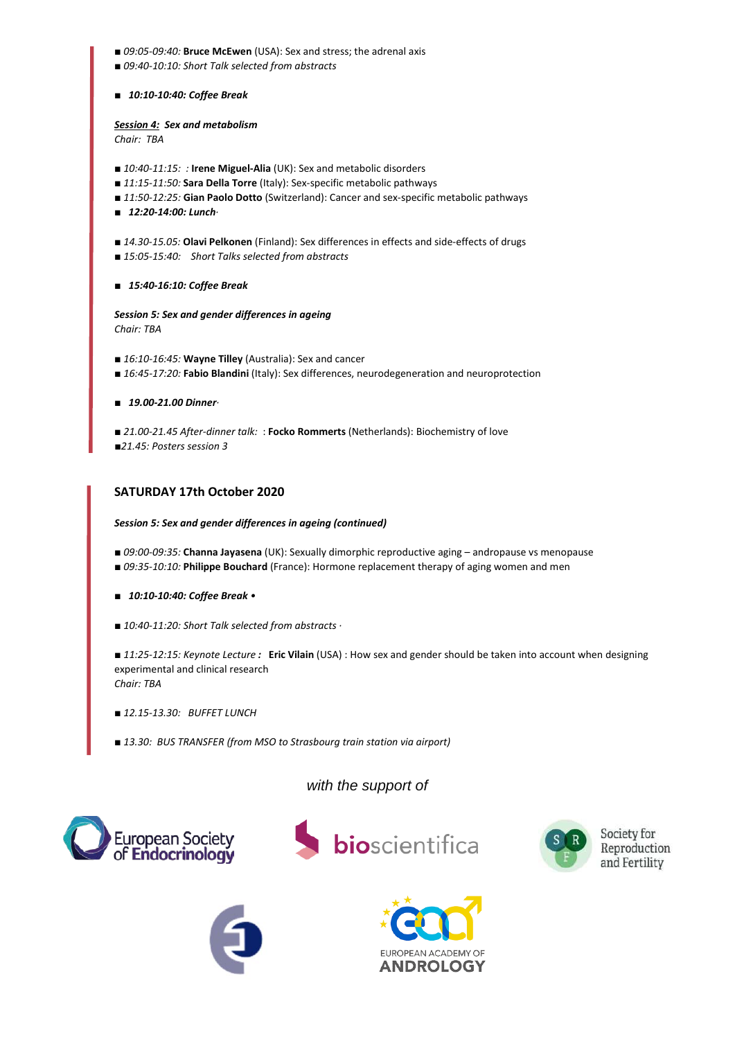- *09:05-09:40:* **Bruce McEwen** (USA): Sex and stress; the adrenal axis
- *09:40-10:10: Short Talk selected from abstracts*

- ***10:10-10:40: Coffee Break***

***Session 4:*** ***Sex and metabolism***
*Chair: TBA*

- *10:40-11:15: :* **Irene Miguel-Alia** (UK): Sex and metabolic disorders
- *11:15-11:50:* **Sara Della Torre** (Italy): Sex-specific metabolic pathways
- *11:50-12:25:* **Gian Paolo Dotto** (Switzerland): Cancer and sex-specific metabolic pathways
- ***12:20-14:00: Lunch***·

- *14.30-15.05:* **Olavi Pelkonen** (Finland): Sex differences in effects and side-effects of drugs
- *15:05-15:40: Short Talks selected from abstracts*

- ***15:40-16:10: Coffee Break***

***Session 5: Sex and gender differences in ageing***
*Chair: TBA*

- *16:10-16:45:* **Wayne Tilley** (Australia): Sex and cancer
- *16:45-17:20:* **Fabio Blandini** (Italy): Sex differences, neurodegeneration and neuroprotection

- ***19.00-21.00 Dinner***·

- *21.00-21.45 After-dinner talk:* : **Focko Rommerts** (Netherlands): Biochemistry of love
- *21.45: Posters session 3*

## SATURDAY 17th October 2020

***Session 5: Sex and gender differences in ageing (continued)***

- *09:00-09:35:* **Channa Jayasena** (UK): Sexually dimorphic reproductive aging – andropause vs menopause
- *09:35-10:10:* **Philippe Bouchard** (France): Hormone replacement therapy of aging women and men

- ***10:10-10:40: Coffee Break •***

- *10:40-11:20: Short Talk selected from abstracts ·*

- *11:25-12:15: Keynote Lecture :* **Eric Vilain** (USA) : How sex and gender should be taken into account when designing experimental and clinical research
*Chair: TBA*

- *12.15-13.30: BUFFET LUNCH*

- *13.30: BUS TRANSFER (from MSO to Strasbourg train station via airport)*

*with the support of*

European Society of Endocrinology

bioscientifica

Society for Reproduction and Fertility

EUROPEAN ACADEMY OF ANDROLOGY